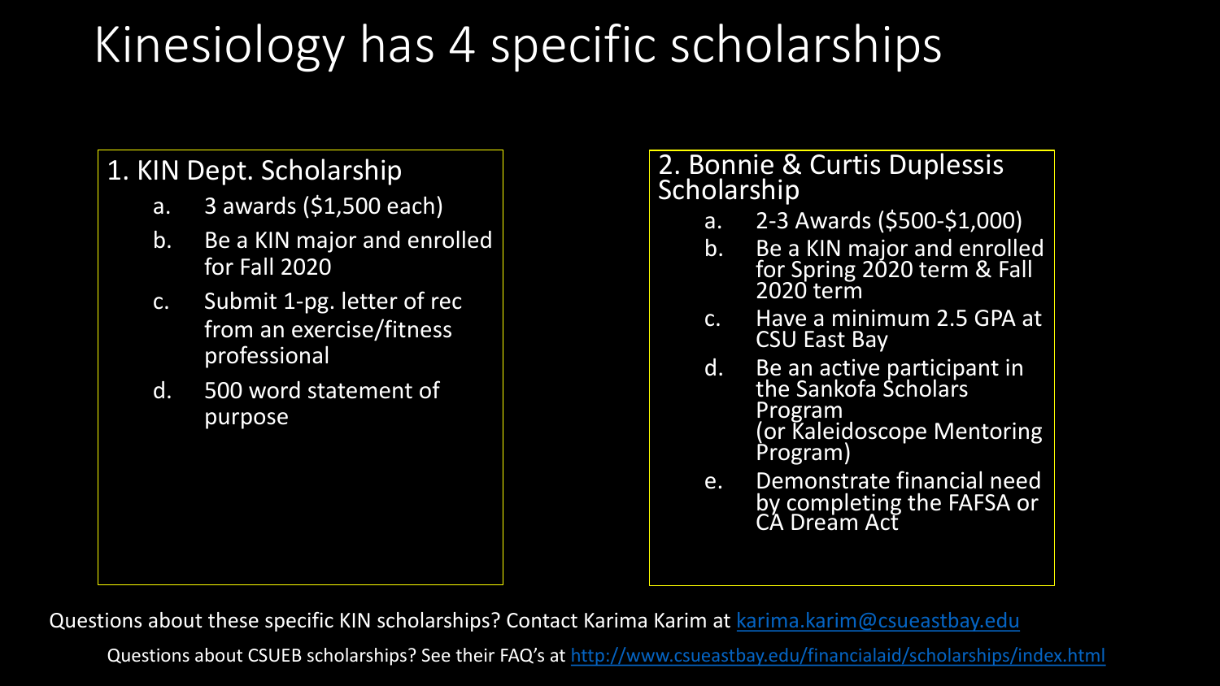# Kinesiology has 4 specific scholarships

## 1. KIN Dept. Scholarship

a. 3 awards ($1,500 each)
b. Be a KIN major and enrolled for Fall 2020
c. Submit 1-pg. letter of rec from an exercise/fitness professional
d. 500 word statement of purpose

## 2. Bonnie & Curtis Duplessis Scholarship

a. 2-3 Awards ($500-$1,000)
b. Be a KIN major and enrolled for Spring 2020 term & Fall 2020 term
c. Have a minimum 2.5 GPA at CSU East Bay
d. Be an active participant in the Sankofa Scholars Program (or Kaleidoscope Mentoring Program)
e. Demonstrate financial need by completing the FAFSA or CA Dream Act

Questions about these specific KIN scholarships? Contact Karima Karim at [karima.karim@csueastbay.edu](mailto:karima.karim@csueastbay.edu)

Questions about CSUEB scholarships? See their FAQ's at [http://www.csueastbay.edu/financialaid/scholarships/index.html](http://www.csueastbay.edu/financialaid/scholarships/index.html)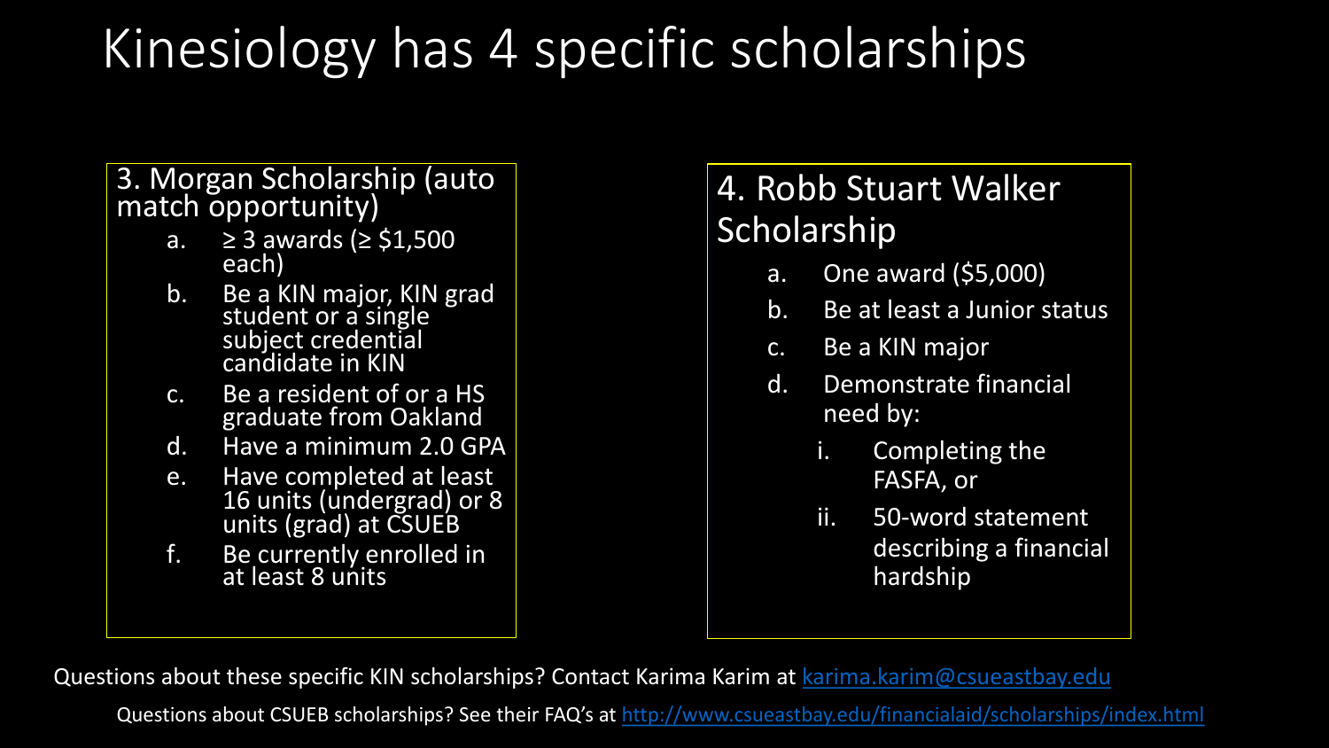# Kinesiology has 4 specific scholarships

## 3. Morgan Scholarship (auto match opportunity)

a. ≥ 3 awards (≥ $1,500 each)
b. Be a KIN major, KIN grad student or a single subject credential candidate in KIN
c. Be a resident of or a HS graduate from Oakland
d. Have a minimum 2.0 GPA
e. Have completed at least 16 units (undergrad) or 8 units (grad) at CSUEB
f. Be currently enrolled in at least 8 units

## 4. Robb Stuart Walker Scholarship

a. One award ($5,000)
b. Be at least a Junior status
c. Be a KIN major
d. Demonstrate financial need by:
   i. Completing the FASFA, or
   ii. 50-word statement describing a financial hardship

Questions about these specific KIN scholarships? Contact Karima Karim at karima.karim@csueastbay.edu

Questions about CSUEB scholarships? See their FAQ's at http://www.csueastbay.edu/financialaid/scholarships/index.html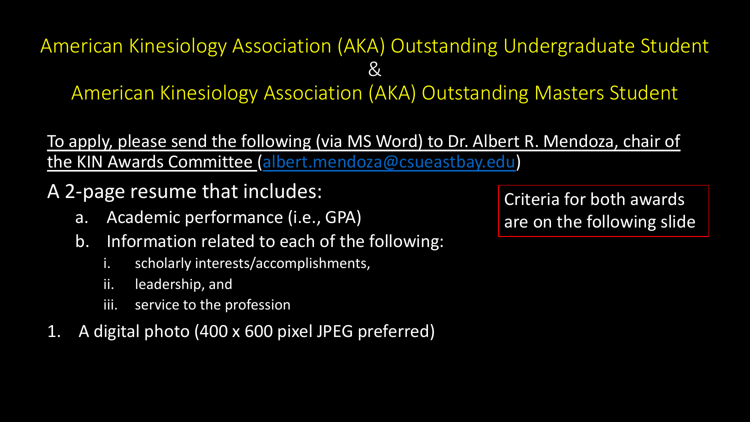# American Kinesiology Association (AKA) Outstanding Undergraduate Student & American Kinesiology Association (AKA) Outstanding Masters Student

To apply, please send the following (via MS Word) to Dr. Albert R. Mendoza, chair of the KIN Awards Committee (albert.mendoza@csueastbay.edu)

A 2-page resume that includes:

a. Academic performance (i.e., GPA)
b. Information related to each of the following:
   i. scholarly interests/accomplishments,
   ii. leadership, and
   iii. service to the profession

1. A digital photo (400 x 600 pixel JPEG preferred)

Criteria for both awards are on the following slide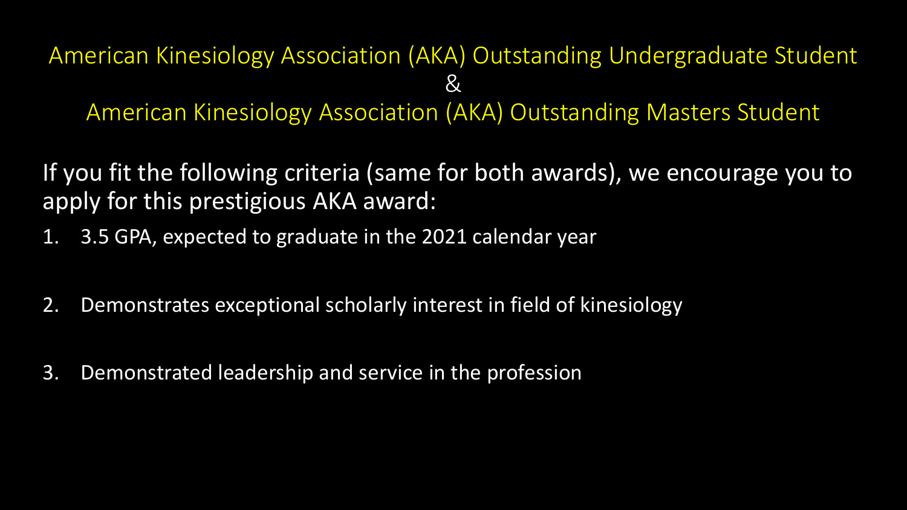# American Kinesiology Association (AKA) Outstanding Undergraduate Student
# &
# American Kinesiology Association (AKA) Outstanding Masters Student

If you fit the following criteria (same for both awards), we encourage you to apply for this prestigious AKA award:

1. 3.5 GPA, expected to graduate in the 2021 calendar year
2. Demonstrates exceptional scholarly interest in field of kinesiology
3. Demonstrated leadership and service in the profession